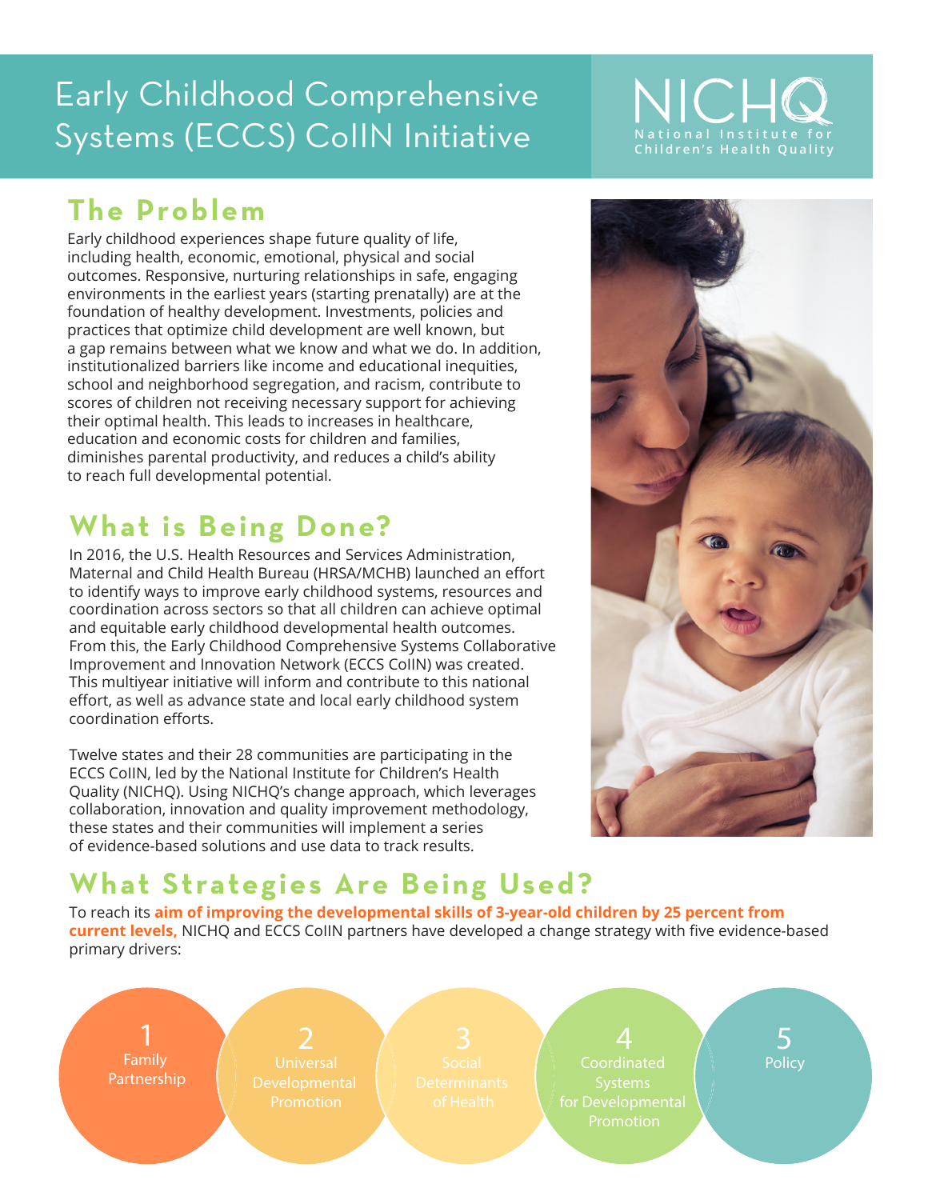# Early Childhood Comprehensive Systems (ECCS) CoIIN Initiative

NICHQ
National Institute for Children's Health Quality

## The Problem

Early childhood experiences shape future quality of life, including health, economic, emotional, physical and social outcomes. Responsive, nurturing relationships in safe, engaging environments in the earliest years (starting prenatally) are at the foundation of healthy development. Investments, policies and practices that optimize child development are well known, but a gap remains between what we know and what we do. In addition, institutionalized barriers like income and educational inequities, school and neighborhood segregation, and racism, contribute to scores of children not receiving necessary support for achieving their optimal health. This leads to increases in healthcare, education and economic costs for children and families, diminishes parental productivity, and reduces a child's ability to reach full developmental potential.

## What is Being Done?

In 2016, the U.S. Health Resources and Services Administration, Maternal and Child Health Bureau (HRSA/MCHB) launched an effort to identify ways to improve early childhood systems, resources and coordination across sectors so that all children can achieve optimal and equitable early childhood developmental health outcomes. From this, the Early Childhood Comprehensive Systems Collaborative Improvement and Innovation Network (ECCS CoIIN) was created. This multiyear initiative will inform and contribute to this national effort, as well as advance state and local early childhood system coordination efforts.

Twelve states and their 28 communities are participating in the ECCS CoIIN, led by the National Institute for Children's Health Quality (NICHQ). Using NICHQ's change approach, which leverages collaboration, innovation and quality improvement methodology, these states and their communities will implement a series of evidence-based solutions and use data to track results.

## What Strategies Are Being Used?

To reach its **aim of improving the developmental skills of 3-year-old children by 25 percent from current levels,** NICHQ and ECCS CoIIN partners have developed a change strategy with five evidence-based primary drivers:

1. Family Partnership
2. Universal Developmental Promotion
3. Social Determinants of Health
4. Coordinated Systems for Developmental Promotion
5. Policy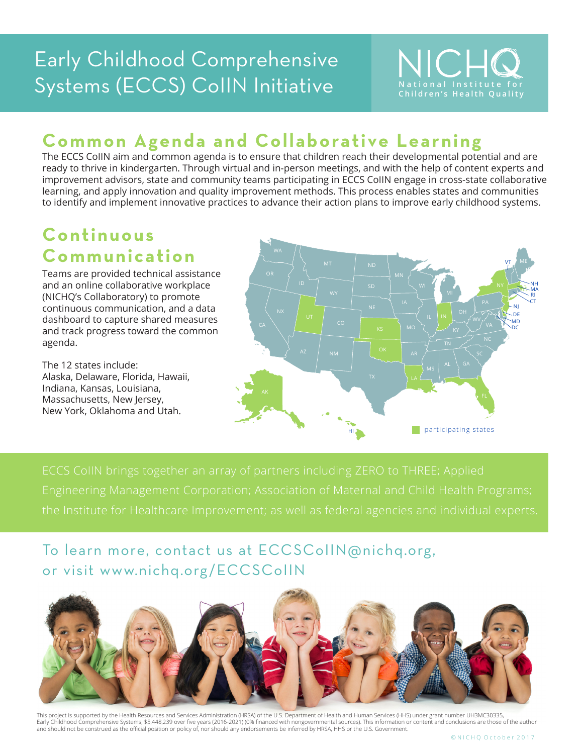# Early Childhood Comprehensive Systems (ECCS) CoIIN Initiative

NICHQ National Institute for Children's Health Quality

## Common Agenda and Collaborative Learning

The ECCS CoIIN aim and common agenda is to ensure that children reach their developmental potential and are ready to thrive in kindergarten. Through virtual and in-person meetings, and with the help of content experts and improvement advisors, state and community teams participating in ECCS CoIIN engage in cross-state collaborative learning, and apply innovation and quality improvement methods. This process enables states and communities to identify and implement innovative practices to advance their action plans to improve early childhood systems.

## Continuous Communication

Teams are provided technical assistance and an online collaborative workplace (NICHQ's Collaboratory) to promote continuous communication, and a data dashboard to capture shared measures and track progress toward the common agenda.

The 12 states include:
Alaska, Delaware, Florida, Hawaii, Indiana, Kansas, Louisiana, Massachusetts, New Jersey, New York, Oklahoma and Utah.

participating states

ECCS CoIIN brings together an array of partners including ZERO to THREE; Applied Engineering Management Corporation; Association of Maternal and Child Health Programs; the Institute for Healthcare Improvement; as well as federal agencies and individual experts.

To learn more, contact us at ECCSCoIIN@nichq.org, or visit www.nichq.org/ECCSCoIIN

This project is supported by the Health Resources and Services Administration (HRSA) of the U.S. Department of Health and Human Services (HHS) under grant number UH3MC30335, Early Childhood Comprehensive Systems, $5,448,239 over five years (2016-2021) (0% financed with nongovernmental sources). This information or content and conclusions are those of the author and should not be construed as the official position or policy of, nor should any endorsements be inferred by HRSA, HHS or the U.S. Government.

©NICHQ October 2017